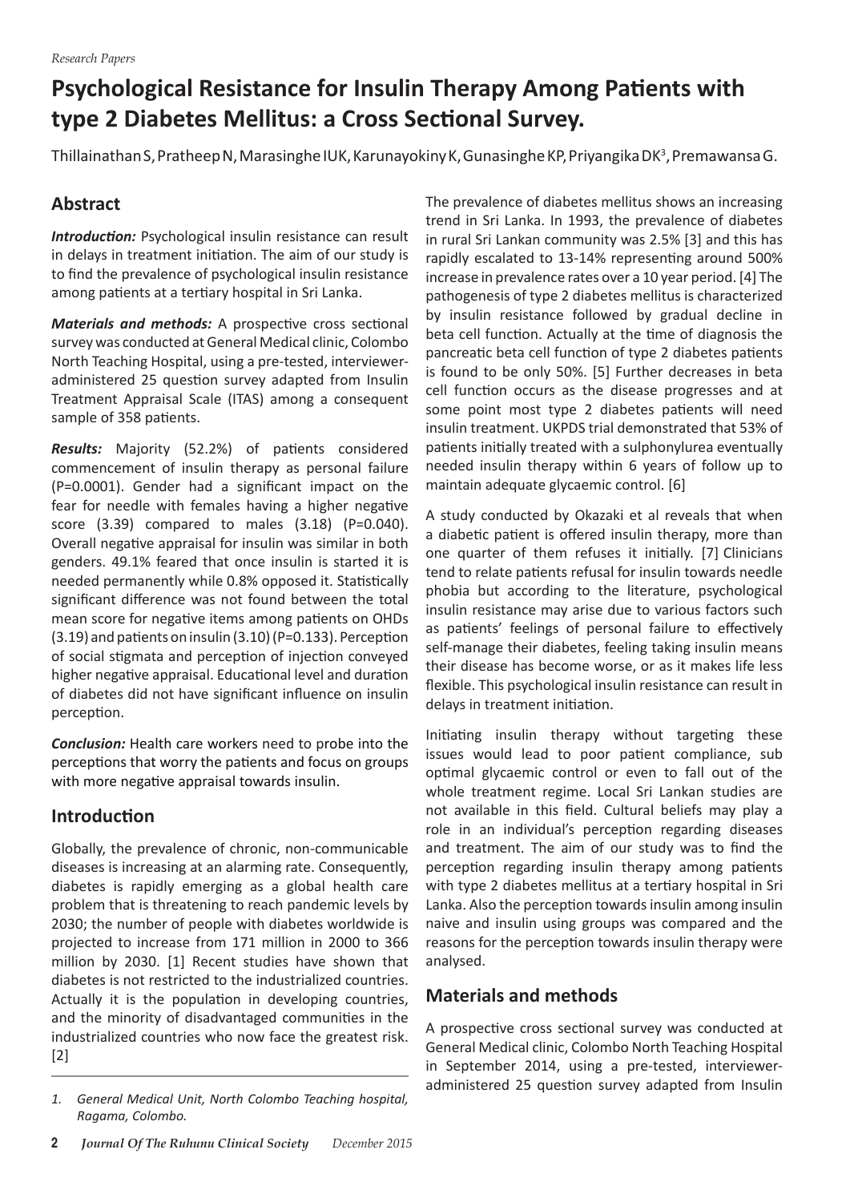*Research Papers*

# Psychological Resistance for Insulin Therapy Among Patients with type 2 Diabetes Mellitus: a Cross Sectional Survey.

Thillainathan S, Pratheep N, Marasinghe IUK, Karunayokiny K, Gunasinghe KP, Priyangika DK[3], Premawansa G.

## Abstract

***Introduction:*** Psychological insulin resistance can result in delays in treatment initiation. The aim of our study is to find the prevalence of psychological insulin resistance among patients at a tertiary hospital in Sri Lanka.

***Materials and methods:*** A prospective cross sectional survey was conducted at General Medical clinic, Colombo North Teaching Hospital, using a pre-tested, interviewer-administered 25 question survey adapted from Insulin Treatment Appraisal Scale (ITAS) among a consequent sample of 358 patients.

***Results:*** Majority (52.2%) of patients considered commencement of insulin therapy as personal failure (P=0.0001). Gender had a significant impact on the fear for needle with females having a higher negative score (3.39) compared to males (3.18) (P=0.040). Overall negative appraisal for insulin was similar in both genders. 49.1% feared that once insulin is started it is needed permanently while 0.8% opposed it. Statistically significant difference was not found between the total mean score for negative items among patients on OHDs (3.19) and patients on insulin (3.10) (P=0.133). Perception of social stigmata and perception of injection conveyed higher negative appraisal. Educational level and duration of diabetes did not have significant influence on insulin perception.

***Conclusion:*** Health care workers need to probe into the perceptions that worry the patients and focus on groups with more negative appraisal towards insulin.

## Introduction

Globally, the prevalence of chronic, non-communicable diseases is increasing at an alarming rate. Consequently, diabetes is rapidly emerging as a global health care problem that is threatening to reach pandemic levels by 2030; the number of people with diabetes worldwide is projected to increase from 171 million in 2000 to 366 million by 2030. [1] Recent studies have shown that diabetes is not restricted to the industrialized countries. Actually it is the population in developing countries, and the minority of disadvantaged communities in the industrialized countries who now face the greatest risk. [2]

The prevalence of diabetes mellitus shows an increasing trend in Sri Lanka. In 1993, the prevalence of diabetes in rural Sri Lankan community was 2.5% [3] and this has rapidly escalated to 13-14% representing around 500% increase in prevalence rates over a 10 year period. [4] The pathogenesis of type 2 diabetes mellitus is characterized by insulin resistance followed by gradual decline in beta cell function. Actually at the time of diagnosis the pancreatic beta cell function of type 2 diabetes patients is found to be only 50%. [5] Further decreases in beta cell function occurs as the disease progresses and at some point most type 2 diabetes patients will need insulin treatment. UKPDS trial demonstrated that 53% of patients initially treated with a sulphonylurea eventually needed insulin therapy within 6 years of follow up to maintain adequate glycaemic control. [6]

A study conducted by Okazaki et al reveals that when a diabetic patient is offered insulin therapy, more than one quarter of them refuses it initially. [7] Clinicians tend to relate patients refusal for insulin towards needle phobia but according to the literature, psychological insulin resistance may arise due to various factors such as patients' feelings of personal failure to effectively self-manage their diabetes, feeling taking insulin means their disease has become worse, or as it makes life less flexible. This psychological insulin resistance can result in delays in treatment initiation.

Initiating insulin therapy without targeting these issues would lead to poor patient compliance, sub optimal glycaemic control or even to fall out of the whole treatment regime. Local Sri Lankan studies are not available in this field. Cultural beliefs may play a role in an individual's perception regarding diseases and treatment. The aim of our study was to find the perception regarding insulin therapy among patients with type 2 diabetes mellitus at a tertiary hospital in Sri Lanka. Also the perception towards insulin among insulin naive and insulin using groups was compared and the reasons for the perception towards insulin therapy were analysed.

## Materials and methods

A prospective cross sectional survey was conducted at General Medical clinic, Colombo North Teaching Hospital in September 2014, using a pre-tested, interviewer-administered 25 question survey adapted from Insulin

*1. General Medical Unit, North Colombo Teaching hospital, Ragama, Colombo.*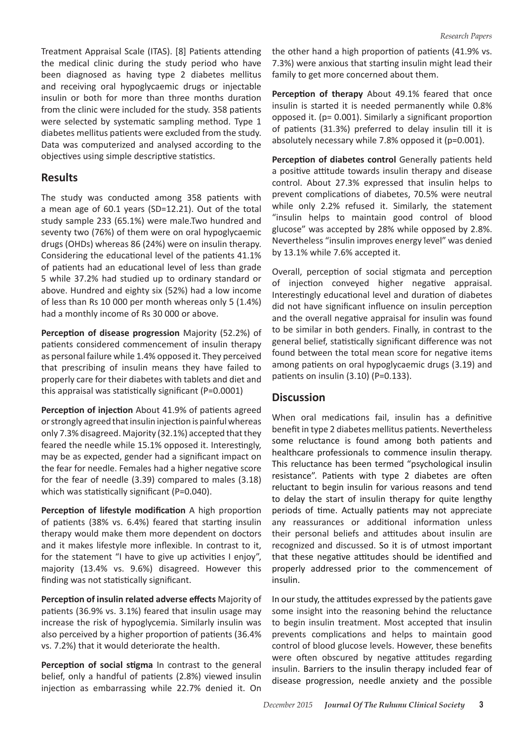Treatment Appraisal Scale (ITAS). [8] Patients attending the medical clinic during the study period who have been diagnosed as having type 2 diabetes mellitus and receiving oral hypoglycaemic drugs or injectable insulin or both for more than three months duration from the clinic were included for the study. 358 patients were selected by systematic sampling method. Type 1 diabetes mellitus patients were excluded from the study. Data was computerized and analysed according to the objectives using simple descriptive statistics.

## Results

The study was conducted among 358 patients with a mean age of 60.1 years (SD=12.21). Out of the total study sample 233 (65.1%) were male.Two hundred and seventy two (76%) of them were on oral hypoglycaemic drugs (OHDs) whereas 86 (24%) were on insulin therapy. Considering the educational level of the patients 41.1% of patients had an educational level of less than grade 5 while 37.2% had studied up to ordinary standard or above. Hundred and eighty six (52%) had a low income of less than Rs 10 000 per month whereas only 5 (1.4%) had a monthly income of Rs 30 000 or above.

**Perception of disease progression** Majority (52.2%) of patients considered commencement of insulin therapy as personal failure while 1.4% opposed it. They perceived that prescribing of insulin means they have failed to properly care for their diabetes with tablets and diet and this appraisal was statistically significant (P=0.0001)

**Perception of injection** About 41.9% of patients agreed or strongly agreed that insulin injection is painful whereas only 7.3% disagreed. Majority (32.1%) accepted that they feared the needle while 15.1% opposed it. Interestingly, may be as expected, gender had a significant impact on the fear for needle. Females had a higher negative score for the fear of needle (3.39) compared to males (3.18) which was statistically significant (P=0.040).

**Perception of lifestyle modification** A high proportion of patients (38% vs. 6.4%) feared that starting insulin therapy would make them more dependent on doctors and it makes lifestyle more inflexible. In contrast to it, for the statement "I have to give up activities I enjoy", majority (13.4% vs. 9.6%) disagreed. However this finding was not statistically significant.

**Perception of insulin related adverse effects** Majority of patients (36.9% vs. 3.1%) feared that insulin usage may increase the risk of hypoglycemia. Similarly insulin was also perceived by a higher proportion of patients (36.4% vs. 7.2%) that it would deteriorate the health.

**Perception of social stigma** In contrast to the general belief, only a handful of patients (2.8%) viewed insulin injection as embarrassing while 22.7% denied it. On the other hand a high proportion of patients (41.9% vs. 7.3%) were anxious that starting insulin might lead their family to get more concerned about them.

**Perception of therapy** About 49.1% feared that once insulin is started it is needed permanently while 0.8% opposed it. (p= 0.001). Similarly a significant proportion of patients (31.3%) preferred to delay insulin till it is absolutely necessary while 7.8% opposed it (p=0.001).

**Perception of diabetes control** Generally patients held a positive attitude towards insulin therapy and disease control. About 27.3% expressed that insulin helps to prevent complications of diabetes, 70.5% were neutral while only 2.2% refused it. Similarly, the statement "insulin helps to maintain good control of blood glucose" was accepted by 28% while opposed by 2.8%. Nevertheless "insulin improves energy level" was denied by 13.1% while 7.6% accepted it.

Overall, perception of social stigmata and perception of injection conveyed higher negative appraisal. Interestingly educational level and duration of diabetes did not have significant influence on insulin perception and the overall negative appraisal for insulin was found to be similar in both genders. Finally, in contrast to the general belief, statistically significant difference was not found between the total mean score for negative items among patients on oral hypoglycaemic drugs (3.19) and patients on insulin (3.10) (P=0.133).

## Discussion

When oral medications fail, insulin has a definitive benefit in type 2 diabetes mellitus patients. Nevertheless some reluctance is found among both patients and healthcare professionals to commence insulin therapy. This reluctance has been termed "psychological insulin resistance". Patients with type 2 diabetes are often reluctant to begin insulin for various reasons and tend to delay the start of insulin therapy for quite lengthy periods of time. Actually patients may not appreciate any reassurances or additional information unless their personal beliefs and attitudes about insulin are recognized and discussed. So it is of utmost important that these negative attitudes should be identified and properly addressed prior to the commencement of insulin.

In our study, the attitudes expressed by the patients gave some insight into the reasoning behind the reluctance to begin insulin treatment. Most accepted that insulin prevents complications and helps to maintain good control of blood glucose levels. However, these benefits were often obscured by negative attitudes regarding insulin. Barriers to the insulin therapy included fear of disease progression, needle anxiety and the possible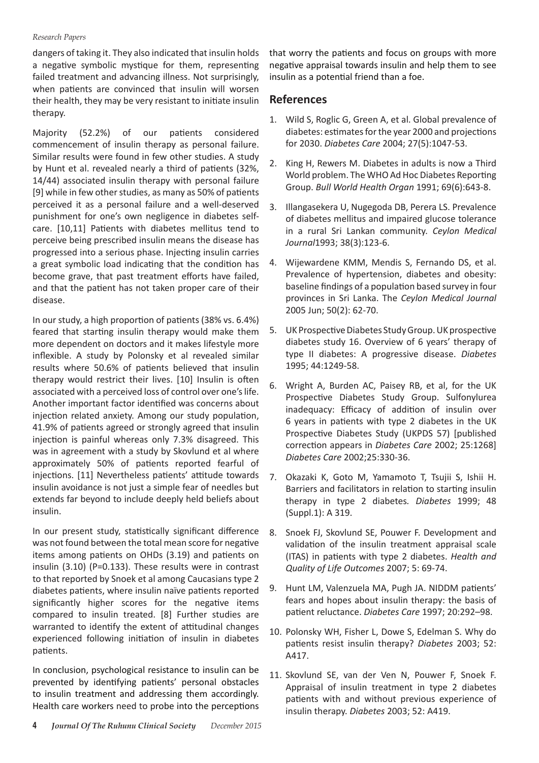dangers of taking it. They also indicated that insulin holds a negative symbolic mystique for them, representing failed treatment and advancing illness. Not surprisingly, when patients are convinced that insulin will worsen their health, they may be very resistant to initiate insulin therapy.

Majority (52.2%) of our patients considered commencement of insulin therapy as personal failure. Similar results were found in few other studies. A study by Hunt et al. revealed nearly a third of patients (32%, 14/44) associated insulin therapy with personal failure [9] while in few other studies, as many as 50% of patients perceived it as a personal failure and a well-deserved punishment for one's own negligence in diabetes self-care. [10,11] Patients with diabetes mellitus tend to perceive being prescribed insulin means the disease has progressed into a serious phase. Injecting insulin carries a great symbolic load indicating that the condition has become grave, that past treatment efforts have failed, and that the patient has not taken proper care of their disease.

In our study, a high proportion of patients (38% vs. 6.4%) feared that starting insulin therapy would make them more dependent on doctors and it makes lifestyle more inflexible. A study by Polonsky et al revealed similar results where 50.6% of patients believed that insulin therapy would restrict their lives. [10] Insulin is often associated with a perceived loss of control over one's life. Another important factor identified was concerns about injection related anxiety. Among our study population, 41.9% of patients agreed or strongly agreed that insulin injection is painful whereas only 7.3% disagreed. This was in agreement with a study by Skovlund et al where approximately 50% of patients reported fearful of injections. [11] Nevertheless patients' attitude towards insulin avoidance is not just a simple fear of needles but extends far beyond to include deeply held beliefs about insulin.

In our present study, statistically significant difference was not found between the total mean score for negative items among patients on OHDs (3.19) and patients on insulin (3.10) (P=0.133). These results were in contrast to that reported by Snoek et al among Caucasians type 2 diabetes patients, where insulin naïve patients reported significantly higher scores for the negative items compared to insulin treated. [8] Further studies are warranted to identify the extent of attitudinal changes experienced following initiation of insulin in diabetes patients.

In conclusion, psychological resistance to insulin can be prevented by identifying patients' personal obstacles to insulin treatment and addressing them accordingly. Health care workers need to probe into the perceptions that worry the patients and focus on groups with more negative appraisal towards insulin and help them to see insulin as a potential friend than a foe.

## References

1. Wild S, Roglic G, Green A, et al. Global prevalence of diabetes: estimates for the year 2000 and projections for 2030. *Diabetes Care* 2004; 27(5):1047-53.
2. King H, Rewers M. Diabetes in adults is now a Third World problem. The WHO Ad Hoc Diabetes Reporting Group. *Bull World Health Organ* 1991; 69(6):643-8.
3. Illangasekera U, Nugegoda DB, Perera LS. Prevalence of diabetes mellitus and impaired glucose tolerance in a rural Sri Lankan community. *Ceylon Medical Journal*1993; 38(3):123-6.
4. Wijewardene KMM, Mendis S, Fernando DS, et al. Prevalence of hypertension, diabetes and obesity: baseline findings of a population based survey in four provinces in Sri Lanka. The *Ceylon Medical Journal* 2005 Jun; 50(2): 62-70.
5. UK Prospective Diabetes Study Group. UK prospective diabetes study 16. Overview of 6 years' therapy of type II diabetes: A progressive disease. *Diabetes* 1995; 44:1249-58.
6. Wright A, Burden AC, Paisey RB, et al, for the UK Prospective Diabetes Study Group. Sulfonylurea inadequacy: Efficacy of addition of insulin over 6 years in patients with type 2 diabetes in the UK Prospective Diabetes Study (UKPDS 57) [published correction appears in *Diabetes Care* 2002; 25:1268] *Diabetes Care* 2002;25:330-36.
7. Okazaki K, Goto M, Yamamoto T, Tsujii S, Ishii H. Barriers and facilitators in relation to starting insulin therapy in type 2 diabetes. *Diabetes* 1999; 48 (Suppl.1): A 319.
8. Snoek FJ, Skovlund SE, Pouwer F. Development and validation of the insulin treatment appraisal scale (ITAS) in patients with type 2 diabetes. *Health and Quality of Life Outcomes* 2007; 5: 69-74.
9. Hunt LM, Valenzuela MA, Pugh JA. NIDDM patients' fears and hopes about insulin therapy: the basis of patient reluctance. *Diabetes Care* 1997; 20:292–98.
10. Polonsky WH, Fisher L, Dowe S, Edelman S. Why do patients resist insulin therapy? *Diabetes* 2003; 52: A417.
11. Skovlund SE, van der Ven N, Pouwer F, Snoek F. Appraisal of insulin treatment in type 2 diabetes patients with and without previous experience of insulin therapy. *Diabetes* 2003; 52: A419.